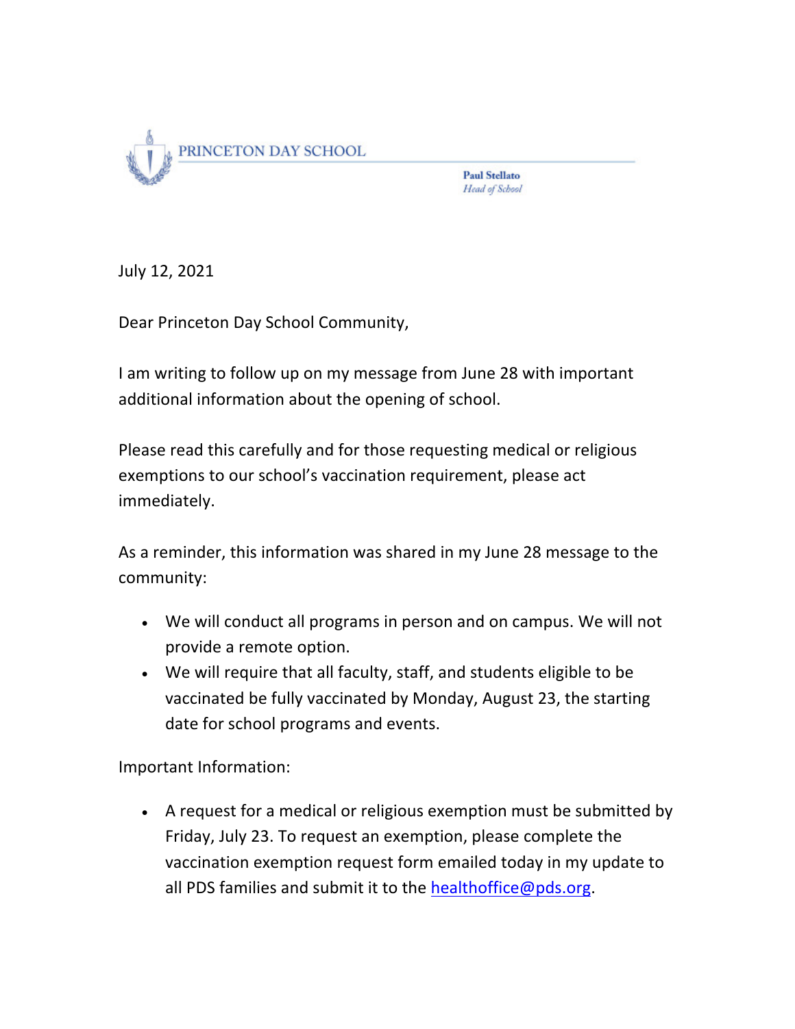PRINCETON DAY SCHOOL

**Paul Stellato**
*Head of School*

July 12, 2021

Dear Princeton Day School Community,

I am writing to follow up on my message from June 28 with important additional information about the opening of school.

Please read this carefully and for those requesting medical or religious exemptions to our school's vaccination requirement, please act immediately.

As a reminder, this information was shared in my June 28 message to the community:

- We will conduct all programs in person and on campus. We will not provide a remote option.
- We will require that all faculty, staff, and students eligible to be vaccinated be fully vaccinated by Monday, August 23, the starting date for school programs and events.

Important Information:

- A request for a medical or religious exemption must be submitted by Friday, July 23. To request an exemption, please complete the vaccination exemption request form emailed today in my update to all PDS families and submit it to the healthoffice@pds.org.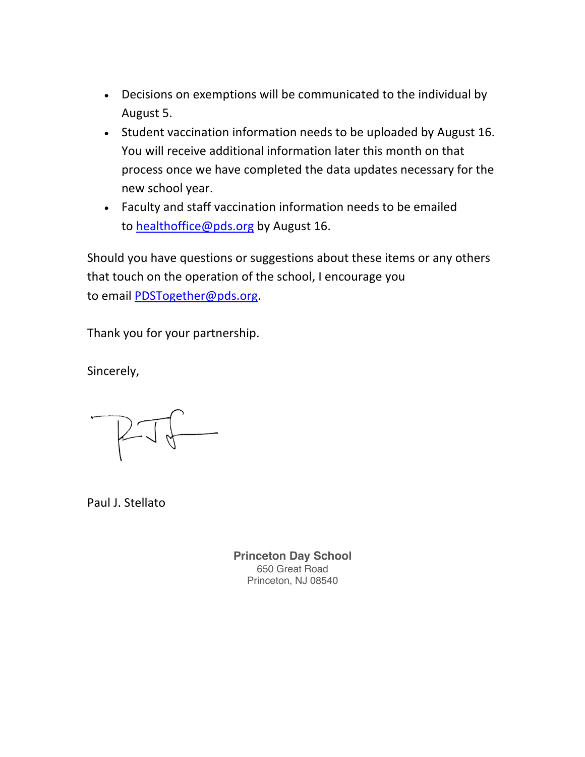- Decisions on exemptions will be communicated to the individual by August 5.
- Student vaccination information needs to be uploaded by August 16. You will receive additional information later this month on that process once we have completed the data updates necessary for the new school year.
- Faculty and staff vaccination information needs to be emailed to healthoffice@pds.org by August 16.

Should you have questions or suggestions about these items or any others that touch on the operation of the school, I encourage you to email PDSTogether@pds.org.

Thank you for your partnership.

Sincerely,

Paul J. Stellato

**Princeton Day School**
650 Great Road
Princeton, NJ 08540